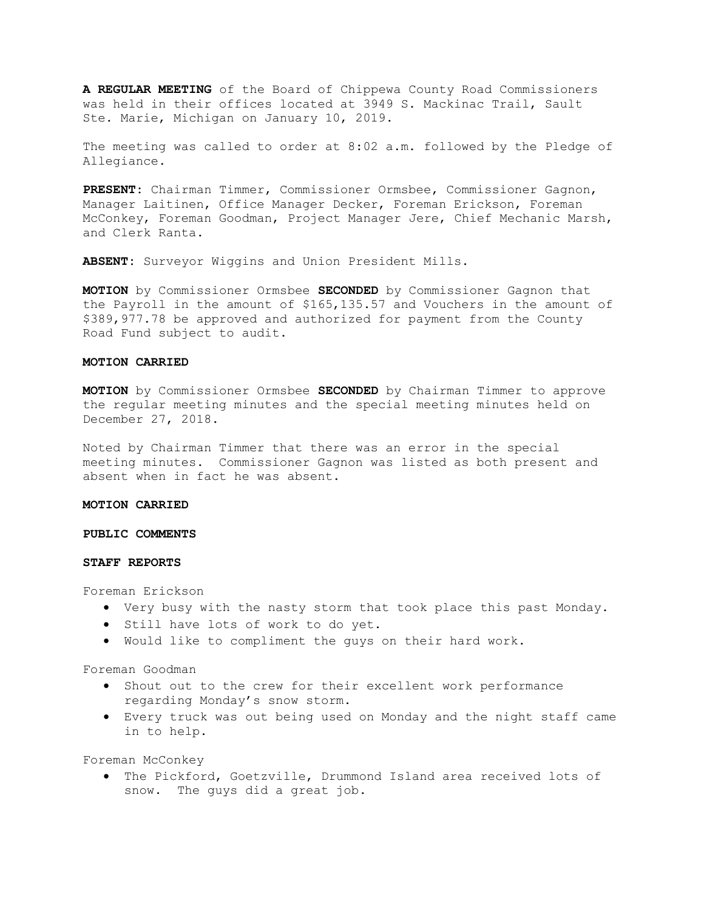**A REGULAR MEETING** of the Board of Chippewa County Road Commissioners was held in their offices located at 3949 S. Mackinac Trail, Sault Ste. Marie, Michigan on January 10, 2019.

The meeting was called to order at 8:02 a.m. followed by the Pledge of Allegiance.

**PRESENT**: Chairman Timmer, Commissioner Ormsbee, Commissioner Gagnon, Manager Laitinen, Office Manager Decker, Foreman Erickson, Foreman McConkey, Foreman Goodman, Project Manager Jere, Chief Mechanic Marsh, and Clerk Ranta.

**ABSENT**: Surveyor Wiggins and Union President Mills.

**MOTION** by Commissioner Ormsbee **SECONDED** by Commissioner Gagnon that the Payroll in the amount of $165,135.57 and Vouchers in the amount of $389,977.78 be approved and authorized for payment from the County Road Fund subject to audit.

**MOTION CARRIED**

**MOTION** by Commissioner Ormsbee **SECONDED** by Chairman Timmer to approve the regular meeting minutes and the special meeting minutes held on December 27, 2018.

Noted by Chairman Timmer that there was an error in the special meeting minutes. Commissioner Gagnon was listed as both present and absent when in fact he was absent.

**MOTION CARRIED**

**PUBLIC COMMENTS**

**STAFF REPORTS**

Foreman Erickson

- Very busy with the nasty storm that took place this past Monday.
- Still have lots of work to do yet.
- Would like to compliment the guys on their hard work.

Foreman Goodman

- Shout out to the crew for their excellent work performance regarding Monday's snow storm.
- Every truck was out being used on Monday and the night staff came in to help.

Foreman McConkey

- The Pickford, Goetzville, Drummond Island area received lots of snow. The guys did a great job.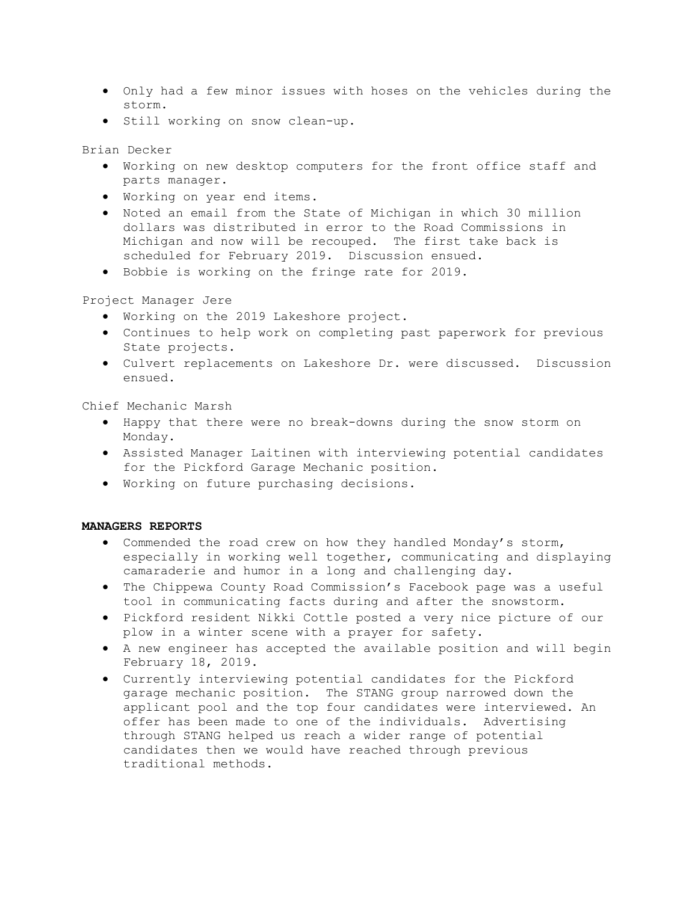- Only had a few minor issues with hoses on the vehicles during the storm.
- Still working on snow clean-up.

Brian Decker

- Working on new desktop computers for the front office staff and parts manager.
- Working on year end items.
- Noted an email from the State of Michigan in which 30 million dollars was distributed in error to the Road Commissions in Michigan and now will be recouped. The first take back is scheduled for February 2019. Discussion ensued.
- Bobbie is working on the fringe rate for 2019.

Project Manager Jere

- Working on the 2019 Lakeshore project.
- Continues to help work on completing past paperwork for previous State projects.
- Culvert replacements on Lakeshore Dr. were discussed. Discussion ensued.

Chief Mechanic Marsh

- Happy that there were no break-downs during the snow storm on Monday.
- Assisted Manager Laitinen with interviewing potential candidates for the Pickford Garage Mechanic position.
- Working on future purchasing decisions.

**MANAGERS REPORTS**

- Commended the road crew on how they handled Monday's storm, especially in working well together, communicating and displaying camaraderie and humor in a long and challenging day.
- The Chippewa County Road Commission's Facebook page was a useful tool in communicating facts during and after the snowstorm.
- Pickford resident Nikki Cottle posted a very nice picture of our plow in a winter scene with a prayer for safety.
- A new engineer has accepted the available position and will begin February 18, 2019.
- Currently interviewing potential candidates for the Pickford garage mechanic position. The STANG group narrowed down the applicant pool and the top four candidates were interviewed. An offer has been made to one of the individuals. Advertising through STANG helped us reach a wider range of potential candidates then we would have reached through previous traditional methods.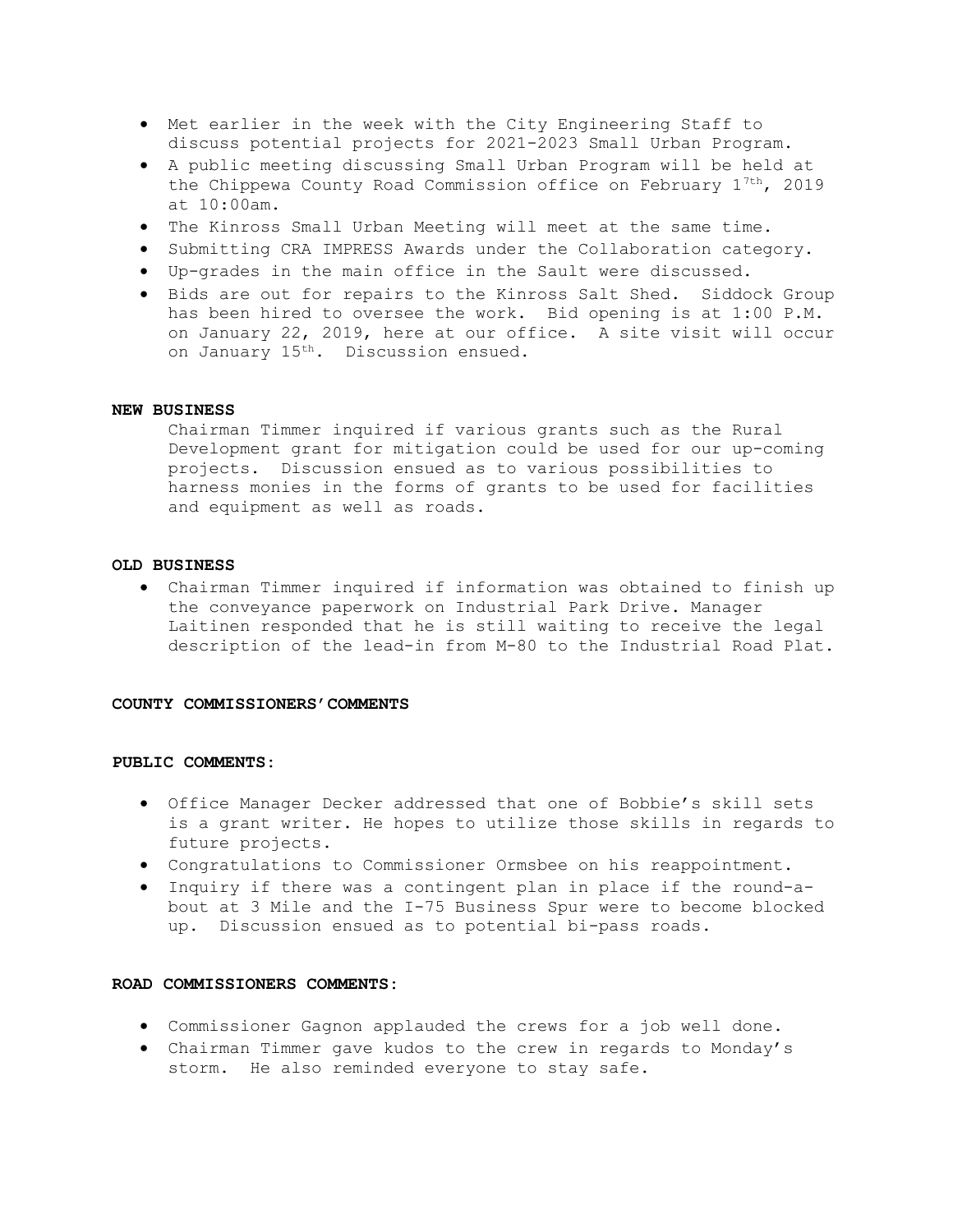- Met earlier in the week with the City Engineering Staff to discuss potential projects for 2021-2023 Small Urban Program.
- A public meeting discussing Small Urban Program will be held at the Chippewa County Road Commission office on February 17th, 2019 at 10:00am.
- The Kinross Small Urban Meeting will meet at the same time.
- Submitting CRA IMPRESS Awards under the Collaboration category.
- Up-grades in the main office in the Sault were discussed.
- Bids are out for repairs to the Kinross Salt Shed. Siddock Group has been hired to oversee the work. Bid opening is at 1:00 P.M. on January 22, 2019, here at our office. A site visit will occur on January 15th. Discussion ensued.

**NEW BUSINESS**

Chairman Timmer inquired if various grants such as the Rural Development grant for mitigation could be used for our up-coming projects. Discussion ensued as to various possibilities to harness monies in the forms of grants to be used for facilities and equipment as well as roads.

**OLD BUSINESS**

- Chairman Timmer inquired if information was obtained to finish up the conveyance paperwork on Industrial Park Drive. Manager Laitinen responded that he is still waiting to receive the legal description of the lead-in from M-80 to the Industrial Road Plat.

**COUNTY COMMISSIONERS'COMMENTS**

**PUBLIC COMMENTS:**

- Office Manager Decker addressed that one of Bobbie's skill sets is a grant writer. He hopes to utilize those skills in regards to future projects.
- Congratulations to Commissioner Ormsbee on his reappointment.
- Inquiry if there was a contingent plan in place if the round-a-bout at 3 Mile and the I-75 Business Spur were to become blocked up. Discussion ensued as to potential bi-pass roads.

**ROAD COMMISSIONERS COMMENTS:**

- Commissioner Gagnon applauded the crews for a job well done.
- Chairman Timmer gave kudos to the crew in regards to Monday's storm. He also reminded everyone to stay safe.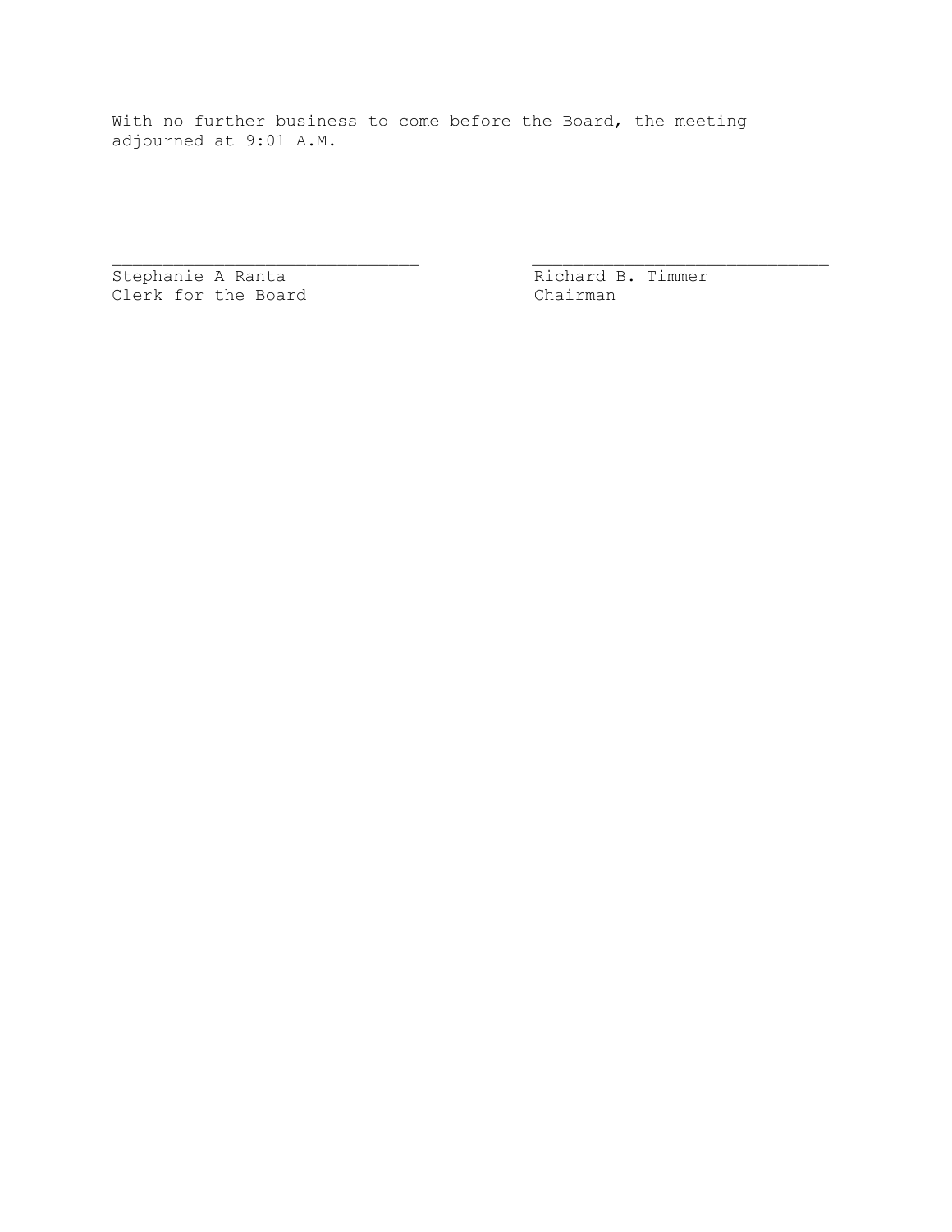With no further business to come before the Board, the meeting adjourned at 9:01 A.M.

| | |
|---|---|
| ______________________________ | ______________________________ |
| Stephanie A Ranta | Richard B. Timmer |
| Clerk for the Board | Chairman |